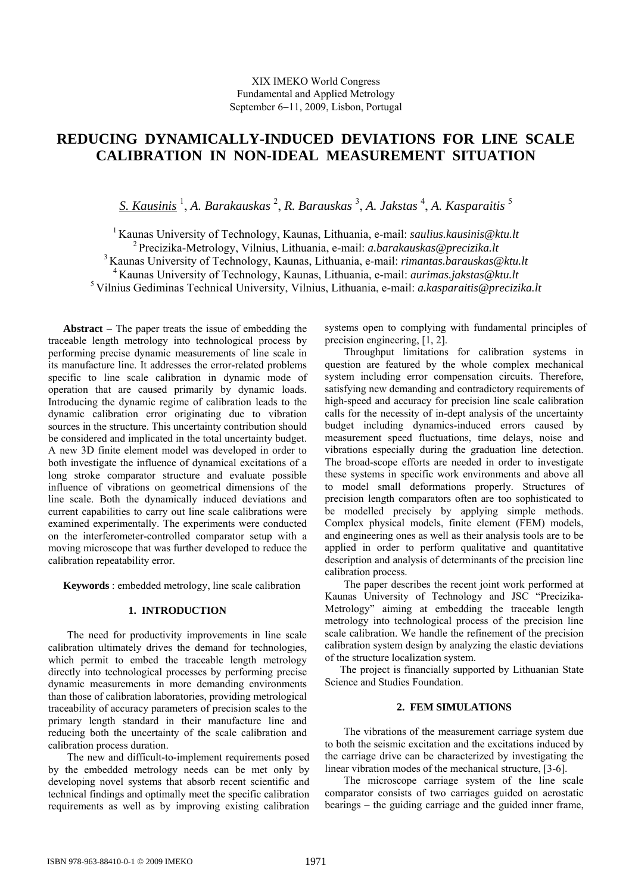XIX IMEKO World Congress
Fundamental and Applied Metrology
September 6−11, 2009, Lisbon, Portugal

# REDUCING DYNAMICALLY-INDUCED DEVIATIONS FOR LINE SCALE CALIBRATION IN NON-IDEAL MEASUREMENT SITUATION

*S. Kausinis* [1], *A. Barakauskas* [2], *R. Barauskas* [3], *A. Jakstas* [4], *A. Kasparaitis* [5]

[1] Kaunas University of Technology, Kaunas, Lithuania, e-mail: *saulius.kausinis@ktu.lt*
[2] Precizika-Metrology, Vilnius, Lithuania, e-mail: *a.barakauskas@precizika.lt*
[3] Kaunas University of Technology, Kaunas, Lithuania, e-mail: *rimantas.barauskas@ktu.lt*
[4] Kaunas University of Technology, Kaunas, Lithuania, e-mail: *aurimas.jakstas@ktu.lt*
[5] Vilnius Gediminas Technical University, Vilnius, Lithuania, e-mail: *a.kasparaitis@precizika.lt*

**Abstract** − The paper treats the issue of embedding the traceable length metrology into technological process by performing precise dynamic measurements of line scale in its manufacture line. It addresses the error-related problems specific to line scale calibration in dynamic mode of operation that are caused primarily by dynamic loads. Introducing the dynamic regime of calibration leads to the dynamic calibration error originating due to vibration sources in the structure. This uncertainty contribution should be considered and implicated in the total uncertainty budget. A new 3D finite element model was developed in order to both investigate the influence of dynamical excitations of a long stroke comparator structure and evaluate possible influence of vibrations on geometrical dimensions of the line scale. Both the dynamically induced deviations and current capabilities to carry out line scale calibrations were examined experimentally. The experiments were conducted on the interferometer-controlled comparator setup with a moving microscope that was further developed to reduce the calibration repeatability error.

**Keywords** : embedded metrology, line scale calibration

## 1. INTRODUCTION

The need for productivity improvements in line scale calibration ultimately drives the demand for technologies, which permit to embed the traceable length metrology directly into technological processes by performing precise dynamic measurements in more demanding environments than those of calibration laboratories, providing metrological traceability of accuracy parameters of precision scales to the primary length standard in their manufacture line and reducing both the uncertainty of the scale calibration and calibration process duration.

The new and difficult-to-implement requirements posed by the embedded metrology needs can be met only by developing novel systems that absorb recent scientific and technical findings and optimally meet the specific calibration requirements as well as by improving existing calibration systems open to complying with fundamental principles of precision engineering, [1, 2].

Throughput limitations for calibration systems in question are featured by the whole complex mechanical system including error compensation circuits. Therefore, satisfying new demanding and contradictory requirements of high-speed and accuracy for precision line scale calibration calls for the necessity of in-dept analysis of the uncertainty budget including dynamics-induced errors caused by measurement speed fluctuations, time delays, noise and vibrations especially during the graduation line detection. The broad-scope efforts are needed in order to investigate these systems in specific work environments and above all to model small deformations properly. Structures of precision length comparators often are too sophisticated to be modelled precisely by applying simple methods. Complex physical models, finite element (FEM) models, and engineering ones as well as their analysis tools are to be applied in order to perform qualitative and quantitative description and analysis of determinants of the precision line calibration process.

The paper describes the recent joint work performed at Kaunas University of Technology and JSC "Precizika-Metrology" aiming at embedding the traceable length metrology into technological process of the precision line scale calibration. We handle the refinement of the precision calibration system design by analyzing the elastic deviations of the structure localization system.

The project is financially supported by Lithuanian State Science and Studies Foundation.

## 2. FEM SIMULATIONS

The vibrations of the measurement carriage system due to both the seismic excitation and the excitations induced by the carriage drive can be characterized by investigating the linear vibration modes of the mechanical structure, [3-6].

The microscope carriage system of the line scale comparator consists of two carriages guided on aerostatic bearings – the guiding carriage and the guided inner frame,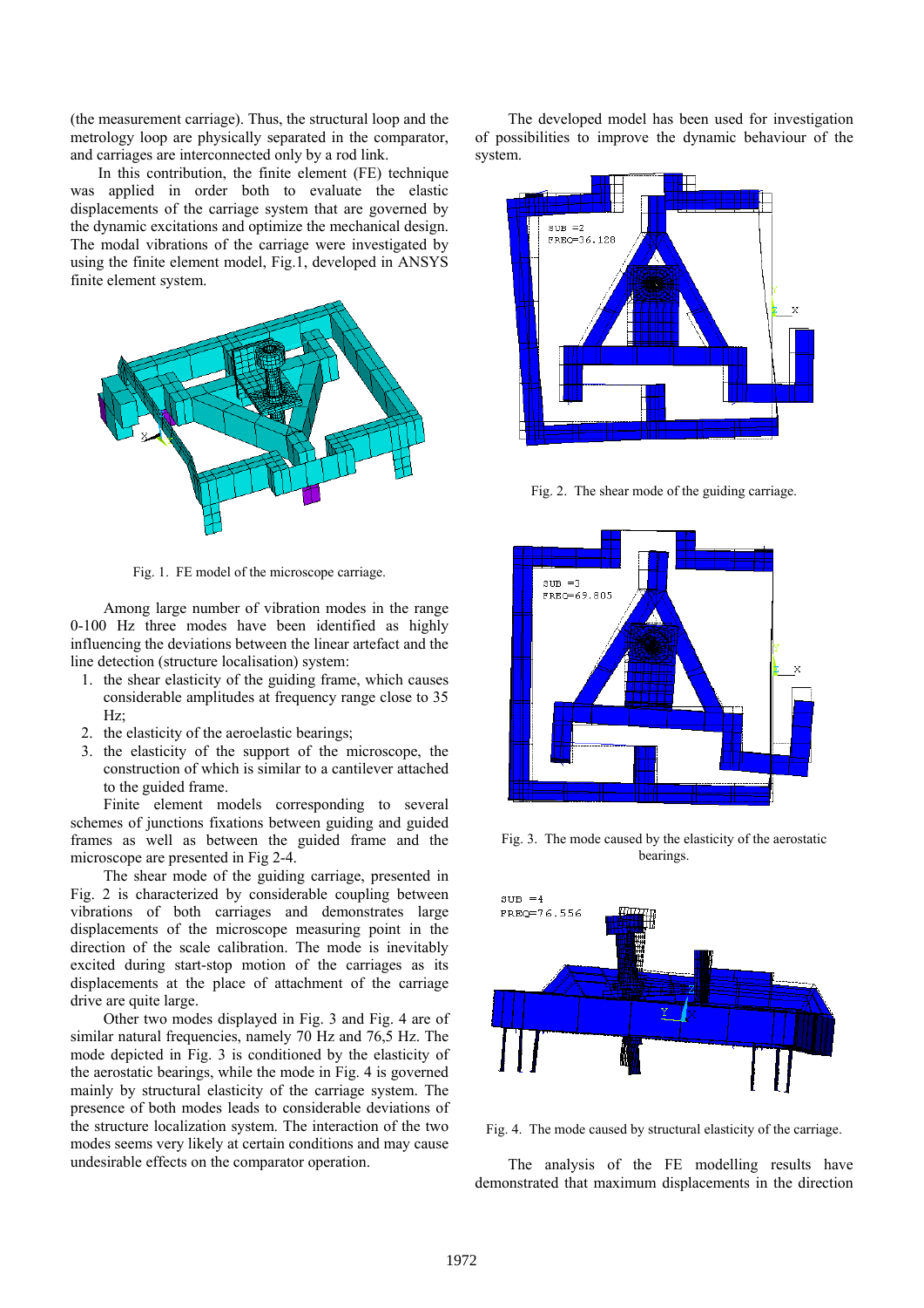(the measurement carriage). Thus, the structural loop and the metrology loop are physically separated in the comparator, and carriages are interconnected only by a rod link.

In this contribution, the finite element (FE) technique was applied in order both to evaluate the elastic displacements of the carriage system that are governed by the dynamic excitations and optimize the mechanical design. The modal vibrations of the carriage were investigated by using the finite element model, Fig.1, developed in ANSYS finite element system.

Fig. 1. FE model of the microscope carriage.

Among large number of vibration modes in the range 0-100 Hz three modes have been identified as highly influencing the deviations between the linear artefact and the line detection (structure localisation) system:

1. the shear elasticity of the guiding frame, which causes considerable amplitudes at frequency range close to 35 Hz;
2. the elasticity of the aeroelastic bearings;
3. the elasticity of the support of the microscope, the construction of which is similar to a cantilever attached to the guided frame.

Finite element models corresponding to several schemes of junctions fixations between guiding and guided frames as well as between the guided frame and the microscope are presented in Fig 2-4.

The shear mode of the guiding carriage, presented in Fig. 2 is characterized by considerable coupling between vibrations of both carriages and demonstrates large displacements of the microscope measuring point in the direction of the scale calibration. The mode is inevitably excited during start-stop motion of the carriages as its displacements at the place of attachment of the carriage drive are quite large.

Other two modes displayed in Fig. 3 and Fig. 4 are of similar natural frequencies, namely 70 Hz and 76,5 Hz. The mode depicted in Fig. 3 is conditioned by the elasticity of the aerostatic bearings, while the mode in Fig. 4 is governed mainly by structural elasticity of the carriage system. The presence of both modes leads to considerable deviations of the structure localization system. The interaction of the two modes seems very likely at certain conditions and may cause undesirable effects on the comparator operation.

The developed model has been used for investigation of possibilities to improve the dynamic behaviour of the system.

Fig. 2. The shear mode of the guiding carriage.

Fig. 3. The mode caused by the elasticity of the aerostatic bearings.

Fig. 4. The mode caused by structural elasticity of the carriage.

The analysis of the FE modelling results have demonstrated that maximum displacements in the direction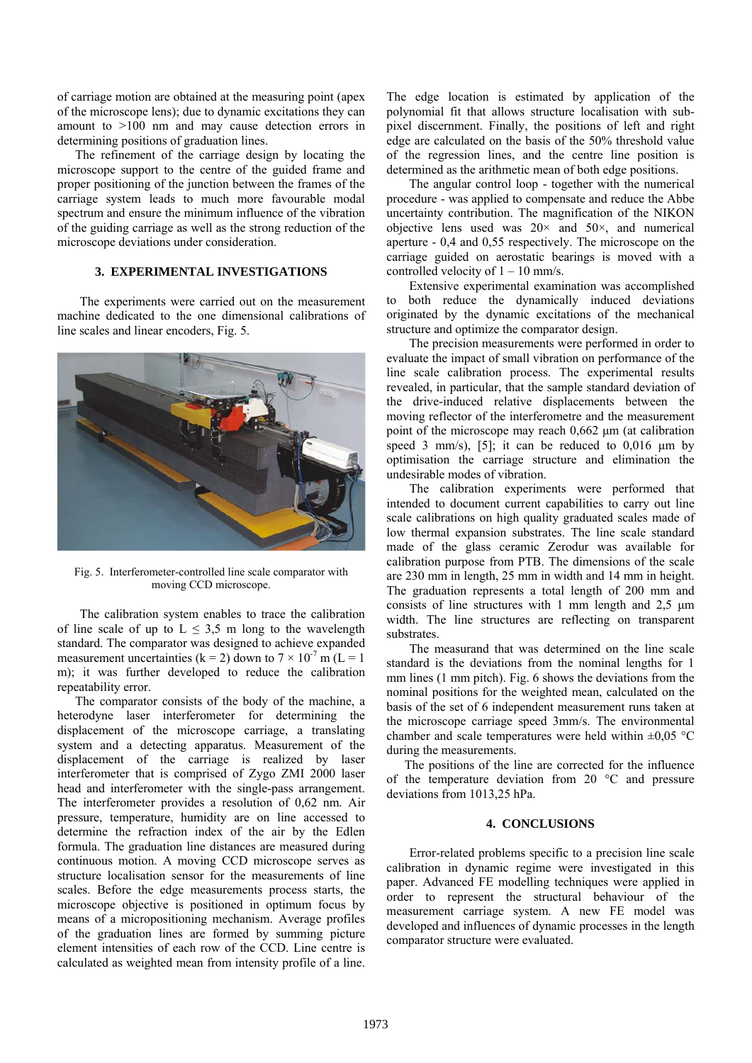of carriage motion are obtained at the measuring point (apex of the microscope lens); due to dynamic excitations they can amount to >100 nm and may cause detection errors in determining positions of graduation lines.

The refinement of the carriage design by locating the microscope support to the centre of the guided frame and proper positioning of the junction between the frames of the carriage system leads to much more favourable modal spectrum and ensure the minimum influence of the vibration of the guiding carriage as well as the strong reduction of the microscope deviations under consideration.

### 3. EXPERIMENTAL INVESTIGATIONS

The experiments were carried out on the measurement machine dedicated to the one dimensional calibrations of line scales and linear encoders, Fig. 5.

Fig. 5. Interferometer-controlled line scale comparator with moving CCD microscope.

The calibration system enables to trace the calibration of line scale of up to $L \leq 3{,}5$ m long to the wavelength standard. The comparator was designed to achieve expanded measurement uncertainties (k = 2) down to $7 \times 10^{-7}$ m (L = 1 m); it was further developed to reduce the calibration repeatability error.

The comparator consists of the body of the machine, a heterodyne laser interferometer for determining the displacement of the microscope carriage, a translating system and a detecting apparatus. Measurement of the displacement of the carriage is realized by laser interferometer that is comprised of Zygo ZMI 2000 laser head and interferometer with the single-pass arrangement. The interferometer provides a resolution of 0,62 nm. Air pressure, temperature, humidity are on line accessed to determine the refraction index of the air by the Edlen formula. The graduation line distances are measured during continuous motion. A moving CCD microscope serves as structure localisation sensor for the measurements of line scales. Before the edge measurements process starts, the microscope objective is positioned in optimum focus by means of a micropositioning mechanism. Average profiles of the graduation lines are formed by summing picture element intensities of each row of the CCD. Line centre is calculated as weighted mean from intensity profile of a line. The edge location is estimated by application of the polynomial fit that allows structure localisation with sub-pixel discernment. Finally, the positions of left and right edge are calculated on the basis of the 50% threshold value of the regression lines, and the centre line position is determined as the arithmetic mean of both edge positions.

The angular control loop - together with the numerical procedure - was applied to compensate and reduce the Abbe uncertainty contribution. The magnification of the NIKON objective lens used was 20× and 50×, and numerical aperture - 0,4 and 0,55 respectively. The microscope on the carriage guided on aerostatic bearings is moved with a controlled velocity of 1 – 10 mm/s.

Extensive experimental examination was accomplished to both reduce the dynamically induced deviations originated by the dynamic excitations of the mechanical structure and optimize the comparator design.

The precision measurements were performed in order to evaluate the impact of small vibration on performance of the line scale calibration process. The experimental results revealed, in particular, that the sample standard deviation of the drive-induced relative displacements between the moving reflector of the interferometre and the measurement point of the microscope may reach 0,662 µm (at calibration speed 3 mm/s), [5]; it can be reduced to 0,016 µm by optimisation the carriage structure and elimination the undesirable modes of vibration.

The calibration experiments were performed that intended to document current capabilities to carry out line scale calibrations on high quality graduated scales made of low thermal expansion substrates. The line scale standard made of the glass ceramic Zerodur was available for calibration purpose from PTB. The dimensions of the scale are 230 mm in length, 25 mm in width and 14 mm in height. The graduation represents a total length of 200 mm and consists of line structures with 1 mm length and 2,5 µm width. The line structures are reflecting on transparent substrates.

The measurand that was determined on the line scale standard is the deviations from the nominal lengths for 1 mm lines (1 mm pitch). Fig. 6 shows the deviations from the nominal positions for the weighted mean, calculated on the basis of the set of 6 independent measurement runs taken at the microscope carriage speed 3mm/s. The environmental chamber and scale temperatures were held within ±0,05 °C during the measurements.

The positions of the line are corrected for the influence of the temperature deviation from 20 °C and pressure deviations from 1013,25 hPa.

### 4. CONCLUSIONS

Error-related problems specific to a precision line scale calibration in dynamic regime were investigated in this paper. Advanced FE modelling techniques were applied in order to represent the structural behaviour of the measurement carriage system. A new FE model was developed and influences of dynamic processes in the length comparator structure were evaluated.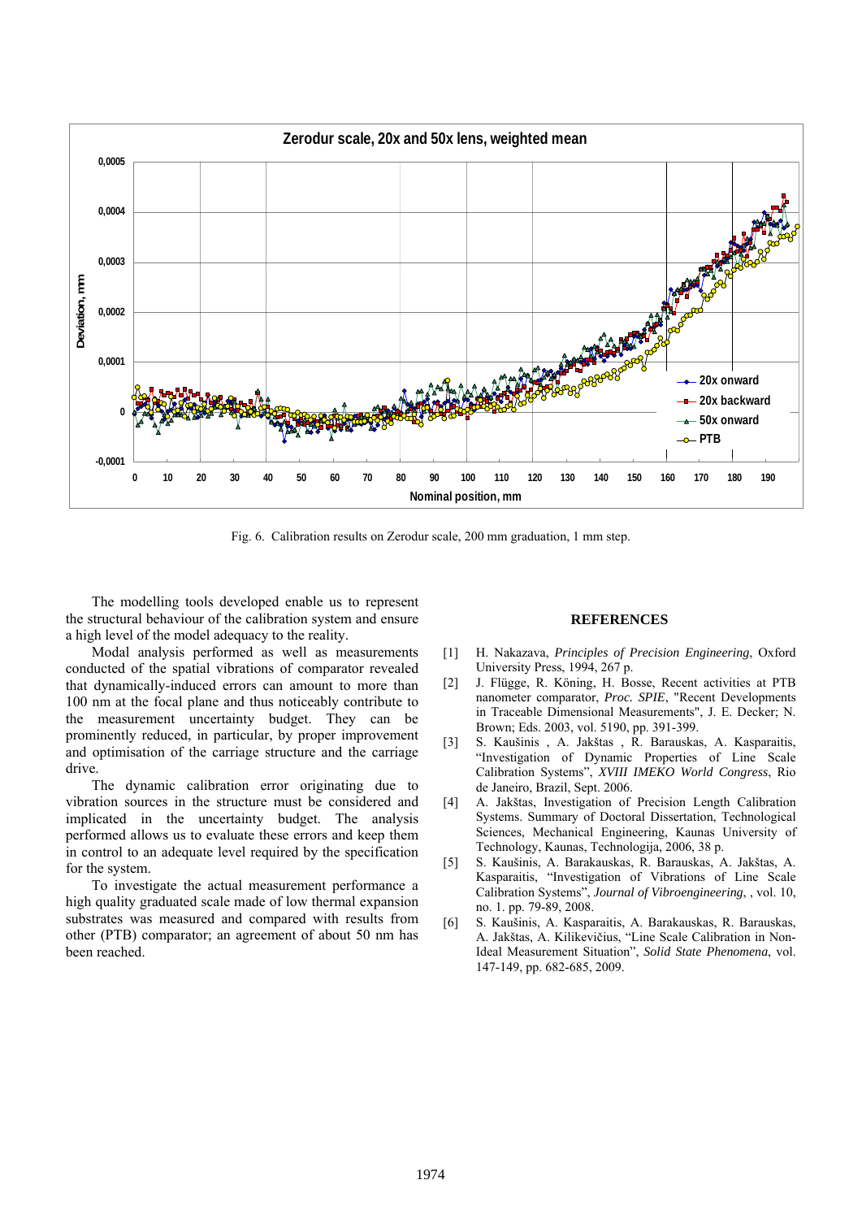Zerodur scale, 20x and 50x lens, weighted mean

Deviation, mm

0,0005
0,0004
0,0003
0,0002
0,0001
0
-0,0001

0 10 20 30 40 50 60 70 80 90 100 110 120 130 140 150 160 170 180 190

Nominal position, mm

20x onward
20x backward
50x onward
PTB

Fig. 6. Calibration results on Zerodur scale, 200 mm graduation, 1 mm step.

The modelling tools developed enable us to represent the structural behaviour of the calibration system and ensure a high level of the model adequacy to the reality.

Modal analysis performed as well as measurements conducted of the spatial vibrations of comparator revealed that dynamically-induced errors can amount to more than 100 nm at the focal plane and thus noticeably contribute to the measurement uncertainty budget. They can be prominently reduced, in particular, by proper improvement and optimisation of the carriage structure and the carriage drive.

The dynamic calibration error originating due to vibration sources in the structure must be considered and implicated in the uncertainty budget. The analysis performed allows us to evaluate these errors and keep them in control to an adequate level required by the specification for the system.

To investigate the actual measurement performance a high quality graduated scale made of low thermal expansion substrates was measured and compared with results from other (PTB) comparator; an agreement of about 50 nm has been reached.

## REFERENCES

[1] H. Nakazava, *Principles of Precision Engineering*, Oxford University Press, 1994, 267 p.

[2] J. Flügge, R. Köning, H. Bosse, Recent activities at PTB nanometer comparator, *Proc. SPIE*, "Recent Developments in Traceable Dimensional Measurements", J. E. Decker; N. Brown; Eds. 2003, vol. 5190, pp. 391-399.

[3] S. Kaušinis , A. Jakštas , R. Barauskas, A. Kasparaitis, "Investigation of Dynamic Properties of Line Scale Calibration Systems", *XVIII IMEKO World Congress*, Rio de Janeiro, Brazil, Sept. 2006.

[4] A. Jakštas, Investigation of Precision Length Calibration Systems. Summary of Doctoral Dissertation, Technological Sciences, Mechanical Engineering, Kaunas University of Technology, Kaunas, Technologija, 2006, 38 p.

[5] S. Kaušinis, A. Barakauskas, R. Barauskas, A. Jakštas, A. Kasparaitis, "Investigation of Vibrations of Line Scale Calibration Systems", *Journal of Vibroengineering*, , vol. 10, no. 1. pp. 79-89, 2008.

[6] S. Kaušinis, A. Kasparaitis, A. Barakauskas, R. Barauskas, A. Jakštas, A. Kilikevičius, "Line Scale Calibration in Non-Ideal Measurement Situation", *Solid State Phenomena*, vol. 147-149, pp. 682-685, 2009.